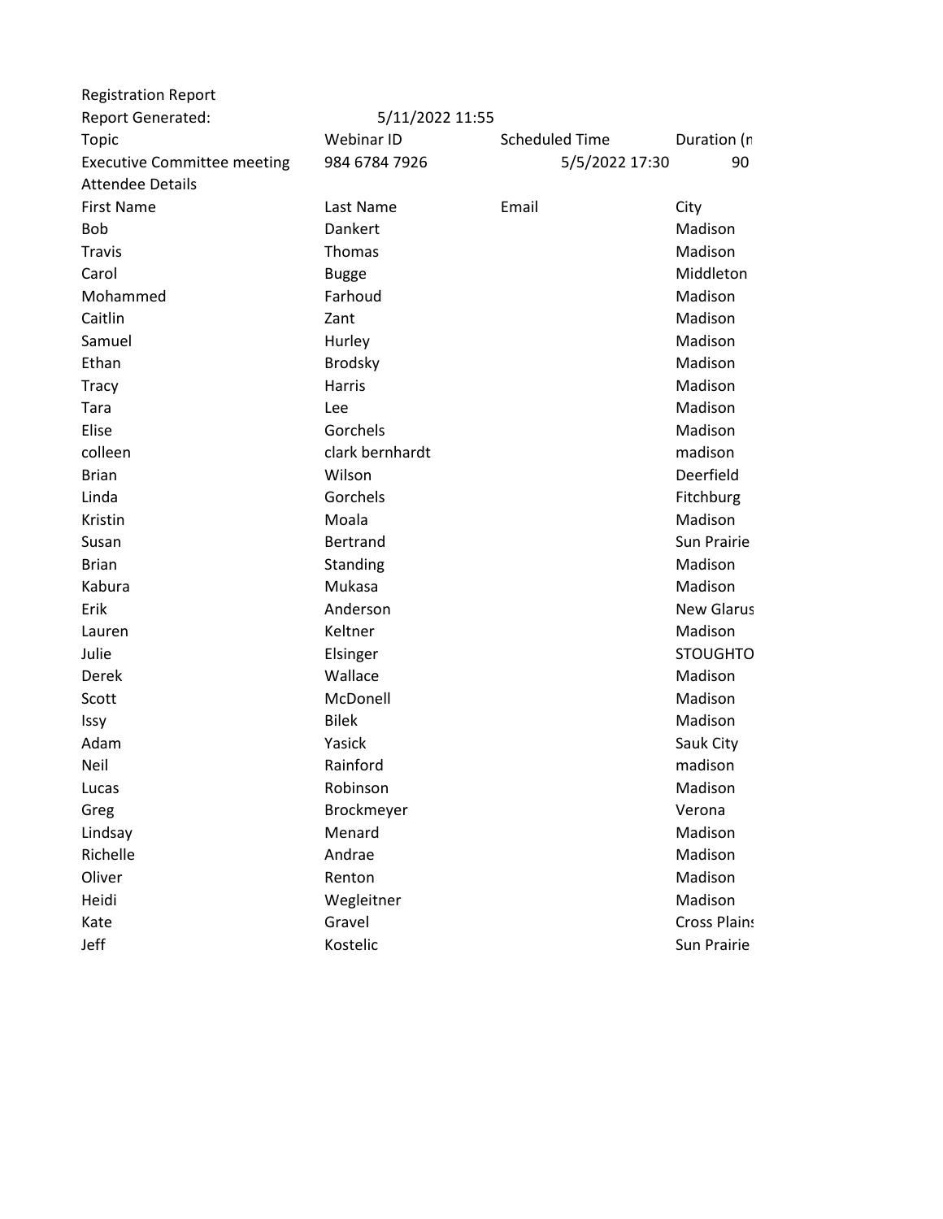Registration Report

| Report Generated: | 5/11/2022 11:55 | | |
|---|---|---|---|
| Topic | Webinar ID | Scheduled Time | Duration (n |
| Executive Committee meeting | 984 6784 7926 | 5/5/2022 17:30 | 90 |

Attendee Details

| First Name | Last Name | Email | City |
|---|---|---|---|
| Bob | Dankert | | Madison |
| Travis | Thomas | | Madison |
| Carol | Bugge | | Middleton |
| Mohammed | Farhoud | | Madison |
| Caitlin | Zant | | Madison |
| Samuel | Hurley | | Madison |
| Ethan | Brodsky | | Madison |
| Tracy | Harris | | Madison |
| Tara | Lee | | Madison |
| Elise | Gorchels | | Madison |
| colleen | clark bernhardt | | madison |
| Brian | Wilson | | Deerfield |
| Linda | Gorchels | | Fitchburg |
| Kristin | Moala | | Madison |
| Susan | Bertrand | | Sun Prairie |
| Brian | Standing | | Madison |
| Kabura | Mukasa | | Madison |
| Erik | Anderson | | New Glarus |
| Lauren | Keltner | | Madison |
| Julie | Elsinger | | STOUGHTO |
| Derek | Wallace | | Madison |
| Scott | McDonell | | Madison |
| Issy | Bilek | | Madison |
| Adam | Yasick | | Sauk City |
| Neil | Rainford | | madison |
| Lucas | Robinson | | Madison |
| Greg | Brockmeyer | | Verona |
| Lindsay | Menard | | Madison |
| Richelle | Andrae | | Madison |
| Oliver | Renton | | Madison |
| Heidi | Wegleitner | | Madison |
| Kate | Gravel | | Cross Plains |
| Jeff | Kostelic | | Sun Prairie |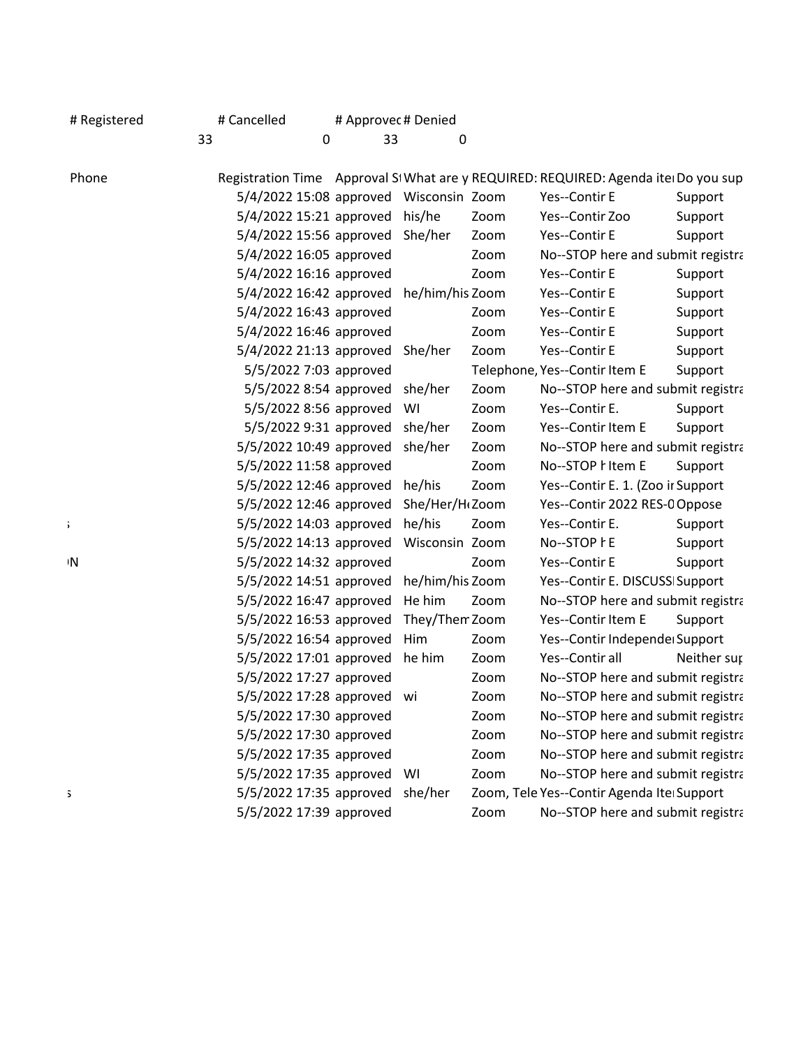| # Registered | # Cancelled | # Approved | # Denied |
|---|---|---|---|
| 33 | 0 | 33 | 0 |

| Phone | Registration Time | Approval St | What are y | REQUIRED: | REQUIRED: Agenda item | Do you sup |
|---|---|---|---|---|---|---|
| | 5/4/2022 15:08 | approved | Wisconsin | Zoom | Yes--Contir E | Support |
| | 5/4/2022 15:21 | approved | his/he | Zoom | Yes--Contir Zoo | Support |
| | 5/4/2022 15:56 | approved | She/her | Zoom | Yes--Contir E | Support |
| | 5/4/2022 16:05 | approved | | Zoom | No--STOP here and submit registra | |
| | 5/4/2022 16:16 | approved | | Zoom | Yes--Contir E | Support |
| | 5/4/2022 16:42 | approved | he/him/his | Zoom | Yes--Contir E | Support |
| | 5/4/2022 16:43 | approved | | Zoom | Yes--Contir E | Support |
| | 5/4/2022 16:46 | approved | | Zoom | Yes--Contir E | Support |
| | 5/4/2022 21:13 | approved | She/her | Zoom | Yes--Contir E | Support |
| | 5/5/2022 7:03 | approved | | Telephone, | Yes--Contir Item E | Support |
| | 5/5/2022 8:54 | approved | she/her | Zoom | No--STOP here and submit registra | |
| | 5/5/2022 8:56 | approved | WI | Zoom | Yes--Contir E. | Support |
| | 5/5/2022 9:31 | approved | she/her | Zoom | Yes--Contir Item E | Support |
| | 5/5/2022 10:49 | approved | she/her | Zoom | No--STOP here and submit registra | |
| | 5/5/2022 11:58 | approved | | Zoom | No--STOP h Item E | Support |
| | 5/5/2022 12:46 | approved | he/his | Zoom | Yes--Contir E. 1. (Zoo ir | Support |
| | 5/5/2022 12:46 | approved | She/Her/H | Zoom | Yes--Contir 2022 RES-0 | Oppose |
| ; | 5/5/2022 14:03 | approved | he/his | Zoom | Yes--Contir E. | Support |
| | 5/5/2022 14:13 | approved | Wisconsin | Zoom | No--STOP h E | Support |
| N | 5/5/2022 14:32 | approved | | Zoom | Yes--Contir E | Support |
| | 5/5/2022 14:51 | approved | he/him/his | Zoom | Yes--Contir E. DISCUSSI | Support |
| | 5/5/2022 16:47 | approved | He him | Zoom | No--STOP here and submit registra | |
| | 5/5/2022 16:53 | approved | They/Them | Zoom | Yes--Contir Item E | Support |
| | 5/5/2022 16:54 | approved | Him | Zoom | Yes--Contir Independe | Support |
| | 5/5/2022 17:01 | approved | he him | Zoom | Yes--Contir all | Neither sup |
| | 5/5/2022 17:27 | approved | | Zoom | No--STOP here and submit registra | |
| | 5/5/2022 17:28 | approved | wi | Zoom | No--STOP here and submit registra | |
| | 5/5/2022 17:30 | approved | | Zoom | No--STOP here and submit registra | |
| | 5/5/2022 17:30 | approved | | Zoom | No--STOP here and submit registra | |
| | 5/5/2022 17:35 | approved | | Zoom | No--STOP here and submit registra | |
| | 5/5/2022 17:35 | approved | WI | Zoom | No--STOP here and submit registra | |
| s | 5/5/2022 17:35 | approved | she/her | Zoom, Tele | Yes--Contir Agenda Ite | Support |
| | 5/5/2022 17:39 | approved | | Zoom | No--STOP here and submit registra | |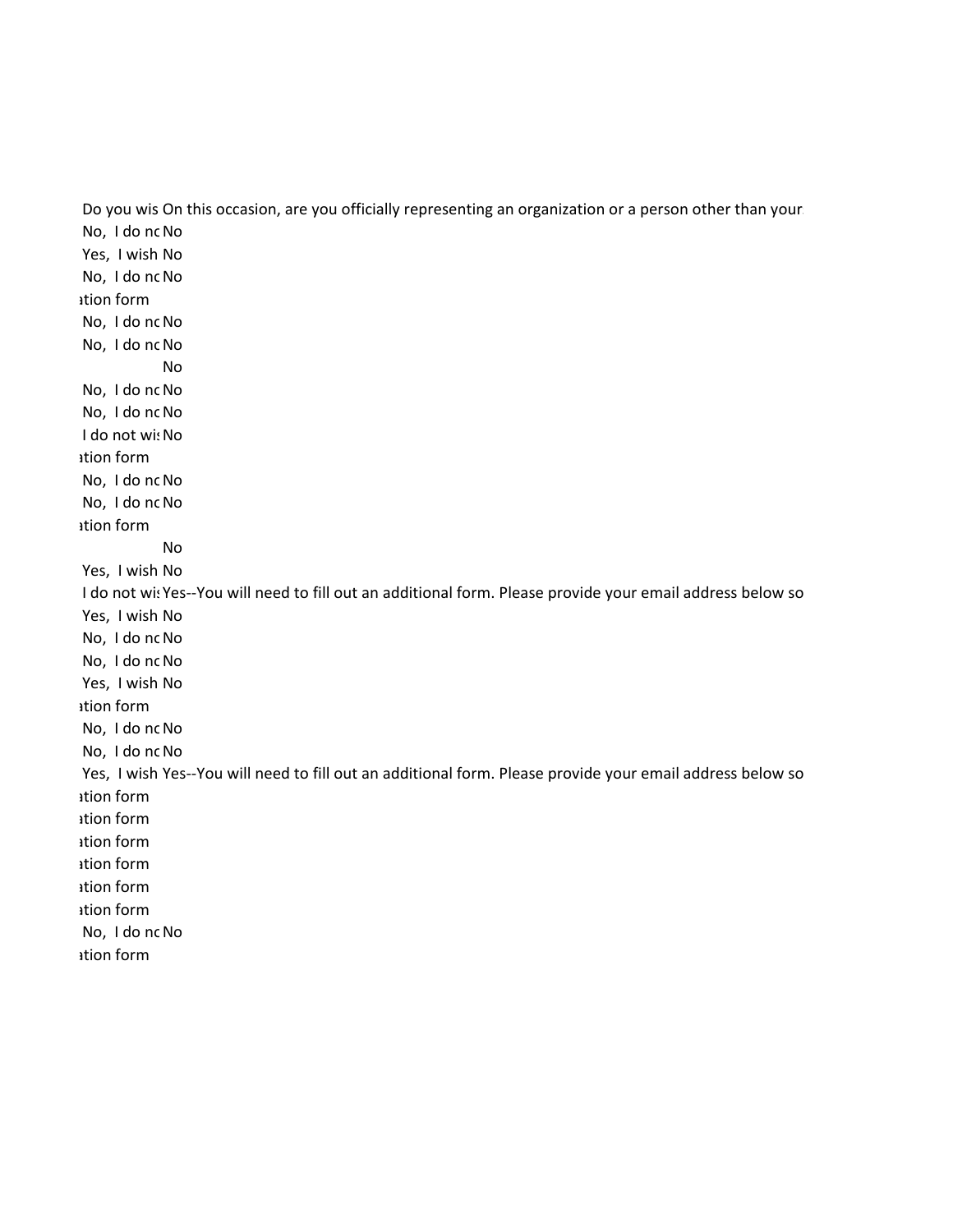| Do you wis | On this occasion, are you officially representing an organization or a person other than your |
| --- | --- |
| No, I do nc | No |
| Yes, I wish | No |
| No, I do nc | No |
| ation form | |
| No, I do nc | No |
| No, I do nc | No |
| | No |
| No, I do nc | No |
| No, I do nc | No |
| I do not wis | No |
| ation form | |
| No, I do nc | No |
| No, I do nc | No |
| ation form | |
| | No |
| Yes, I wish | No |
| I do not wis | Yes--You will need to fill out an additional form. Please provide your email address below so |
| Yes, I wish | No |
| No, I do nc | No |
| No, I do nc | No |
| Yes, I wish | No |
| ation form | |
| No, I do nc | No |
| No, I do nc | No |
| Yes, I wish | Yes--You will need to fill out an additional form. Please provide your email address below so |
| ation form | |
| ation form | |
| ation form | |
| ation form | |
| ation form | |
| ation form | |
| No, I do nc | No |
| ation form | |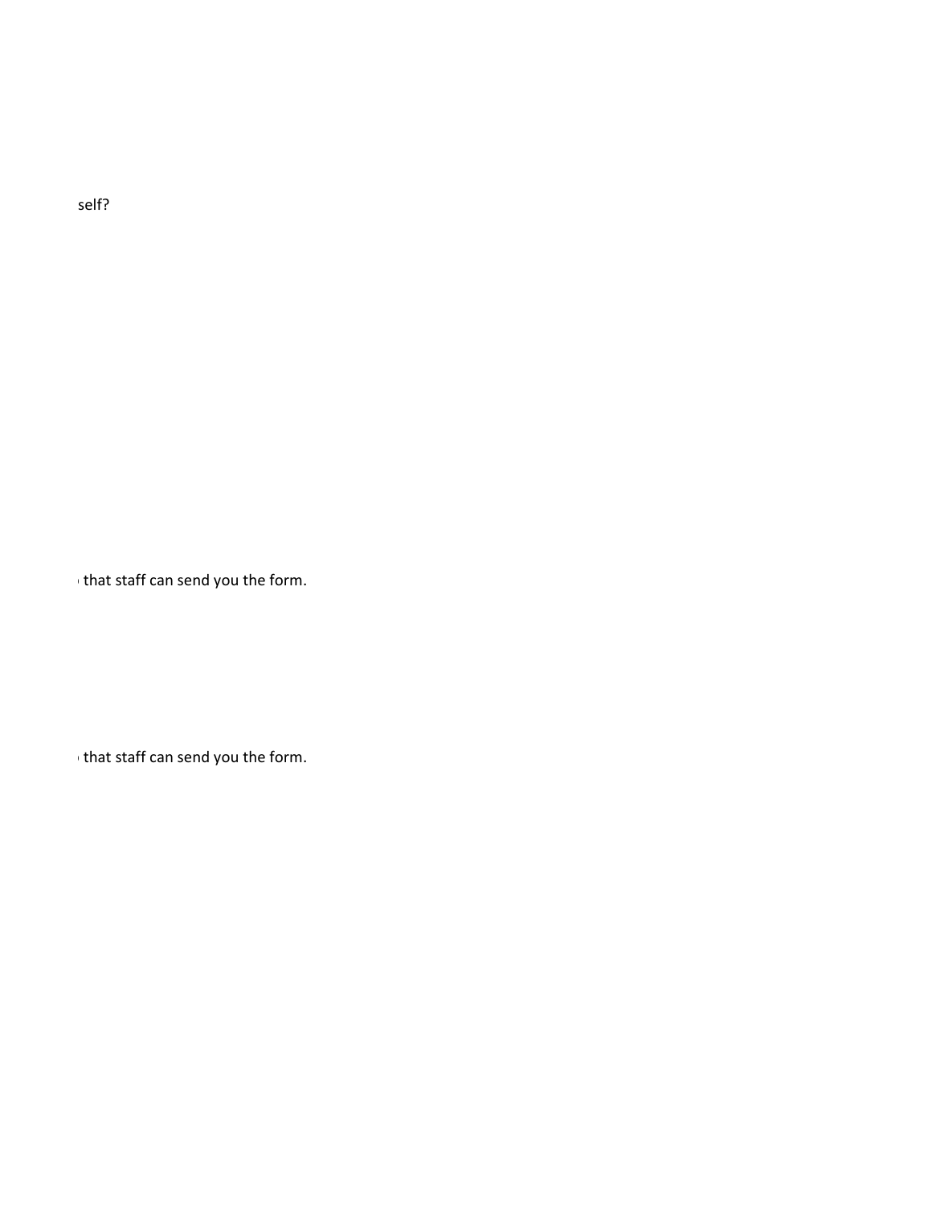self?

that staff can send you the form.

that staff can send you the form.